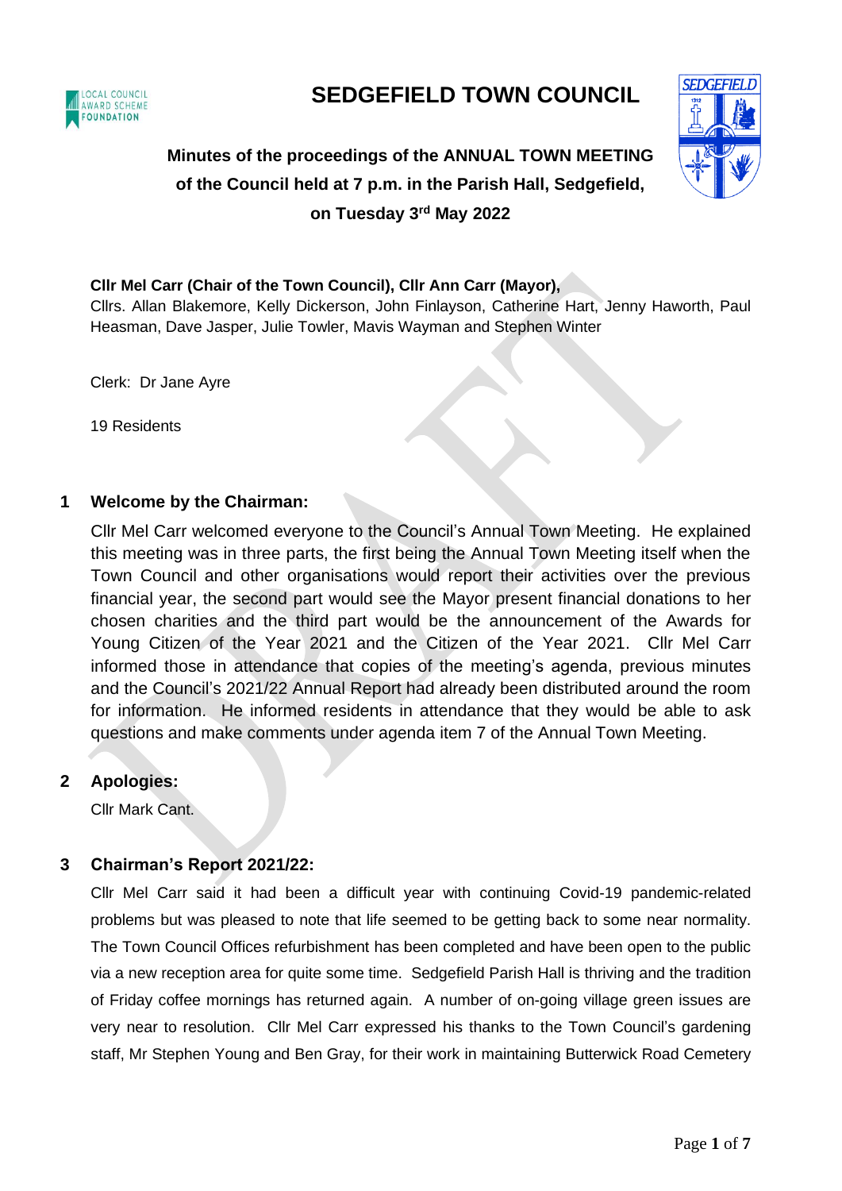# SEDGEFIELD TOWN COUNCIL

**Minutes of the proceedings of the ANNUAL TOWN MEETING of the Council held at 7 p.m. in the Parish Hall, Sedgefield, on Tuesday 3rd May 2022**

**Cllr Mel Carr (Chair of the Town Council), Cllr Ann Carr (Mayor),**
Cllrs. Allan Blakemore, Kelly Dickerson, John Finlayson, Catherine Hart, Jenny Haworth, Paul Heasman, Dave Jasper, Julie Towler, Mavis Wayman and Stephen Winter

Clerk: Dr Jane Ayre

19 Residents

## 1 Welcome by the Chairman:

Cllr Mel Carr welcomed everyone to the Council's Annual Town Meeting. He explained this meeting was in three parts, the first being the Annual Town Meeting itself when the Town Council and other organisations would report their activities over the previous financial year, the second part would see the Mayor present financial donations to her chosen charities and the third part would be the announcement of the Awards for Young Citizen of the Year 2021 and the Citizen of the Year 2021. Cllr Mel Carr informed those in attendance that copies of the meeting's agenda, previous minutes and the Council's 2021/22 Annual Report had already been distributed around the room for information. He informed residents in attendance that they would be able to ask questions and make comments under agenda item 7 of the Annual Town Meeting.

## 2 Apologies:

Cllr Mark Cant.

## 3 Chairman's Report 2021/22:

Cllr Mel Carr said it had been a difficult year with continuing Covid-19 pandemic-related problems but was pleased to note that life seemed to be getting back to some near normality. The Town Council Offices refurbishment has been completed and have been open to the public via a new reception area for quite some time. Sedgefield Parish Hall is thriving and the tradition of Friday coffee mornings has returned again. A number of on-going village green issues are very near to resolution. Cllr Mel Carr expressed his thanks to the Town Council's gardening staff, Mr Stephen Young and Ben Gray, for their work in maintaining Butterwick Road Cemetery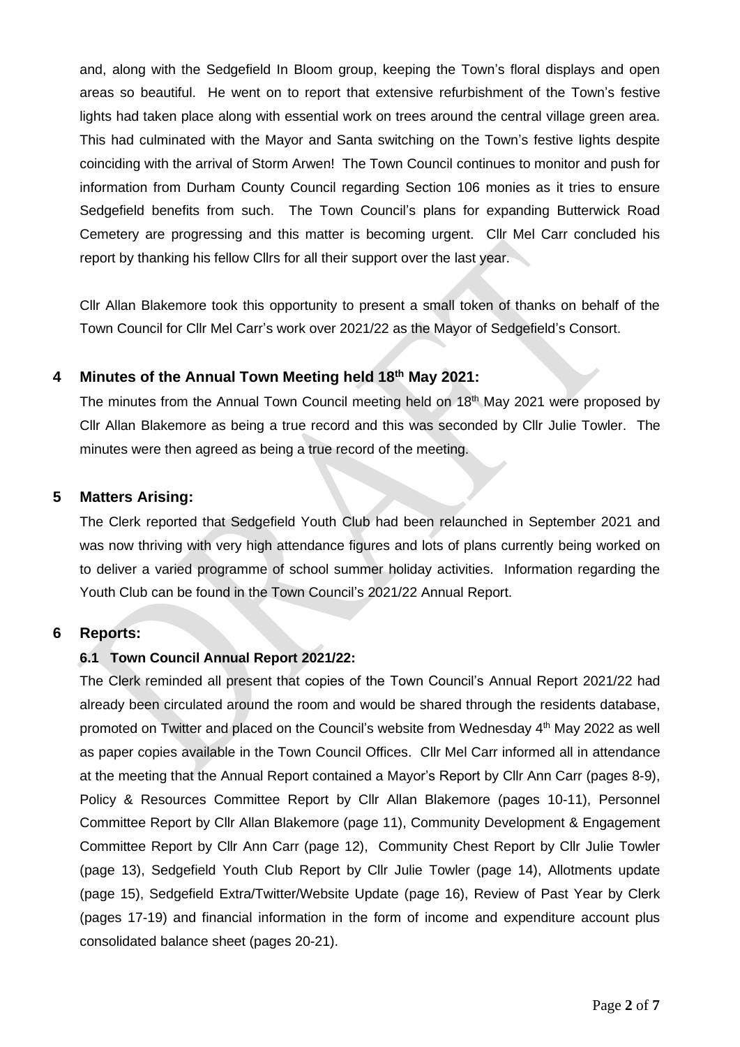and, along with the Sedgefield In Bloom group, keeping the Town's floral displays and open areas so beautiful. He went on to report that extensive refurbishment of the Town's festive lights had taken place along with essential work on trees around the central village green area. This had culminated with the Mayor and Santa switching on the Town's festive lights despite coinciding with the arrival of Storm Arwen! The Town Council continues to monitor and push for information from Durham County Council regarding Section 106 monies as it tries to ensure Sedgefield benefits from such. The Town Council's plans for expanding Butterwick Road Cemetery are progressing and this matter is becoming urgent. Cllr Mel Carr concluded his report by thanking his fellow Cllrs for all their support over the last year.

Cllr Allan Blakemore took this opportunity to present a small token of thanks on behalf of the Town Council for Cllr Mel Carr's work over 2021/22 as the Mayor of Sedgefield's Consort.

## 4 Minutes of the Annual Town Meeting held 18th May 2021:

The minutes from the Annual Town Council meeting held on 18th May 2021 were proposed by Cllr Allan Blakemore as being a true record and this was seconded by Cllr Julie Towler. The minutes were then agreed as being a true record of the meeting.

## 5 Matters Arising:

The Clerk reported that Sedgefield Youth Club had been relaunched in September 2021 and was now thriving with very high attendance figures and lots of plans currently being worked on to deliver a varied programme of school summer holiday activities. Information regarding the Youth Club can be found in the Town Council's 2021/22 Annual Report.

## 6 Reports:

### 6.1 Town Council Annual Report 2021/22:

The Clerk reminded all present that copies of the Town Council's Annual Report 2021/22 had already been circulated around the room and would be shared through the residents database, promoted on Twitter and placed on the Council's website from Wednesday 4th May 2022 as well as paper copies available in the Town Council Offices. Cllr Mel Carr informed all in attendance at the meeting that the Annual Report contained a Mayor's Report by Cllr Ann Carr (pages 8-9), Policy & Resources Committee Report by Cllr Allan Blakemore (pages 10-11), Personnel Committee Report by Cllr Allan Blakemore (page 11), Community Development & Engagement Committee Report by Cllr Ann Carr (page 12), Community Chest Report by Cllr Julie Towler (page 13), Sedgefield Youth Club Report by Cllr Julie Towler (page 14), Allotments update (page 15), Sedgefield Extra/Twitter/Website Update (page 16), Review of Past Year by Clerk (pages 17-19) and financial information in the form of income and expenditure account plus consolidated balance sheet (pages 20-21).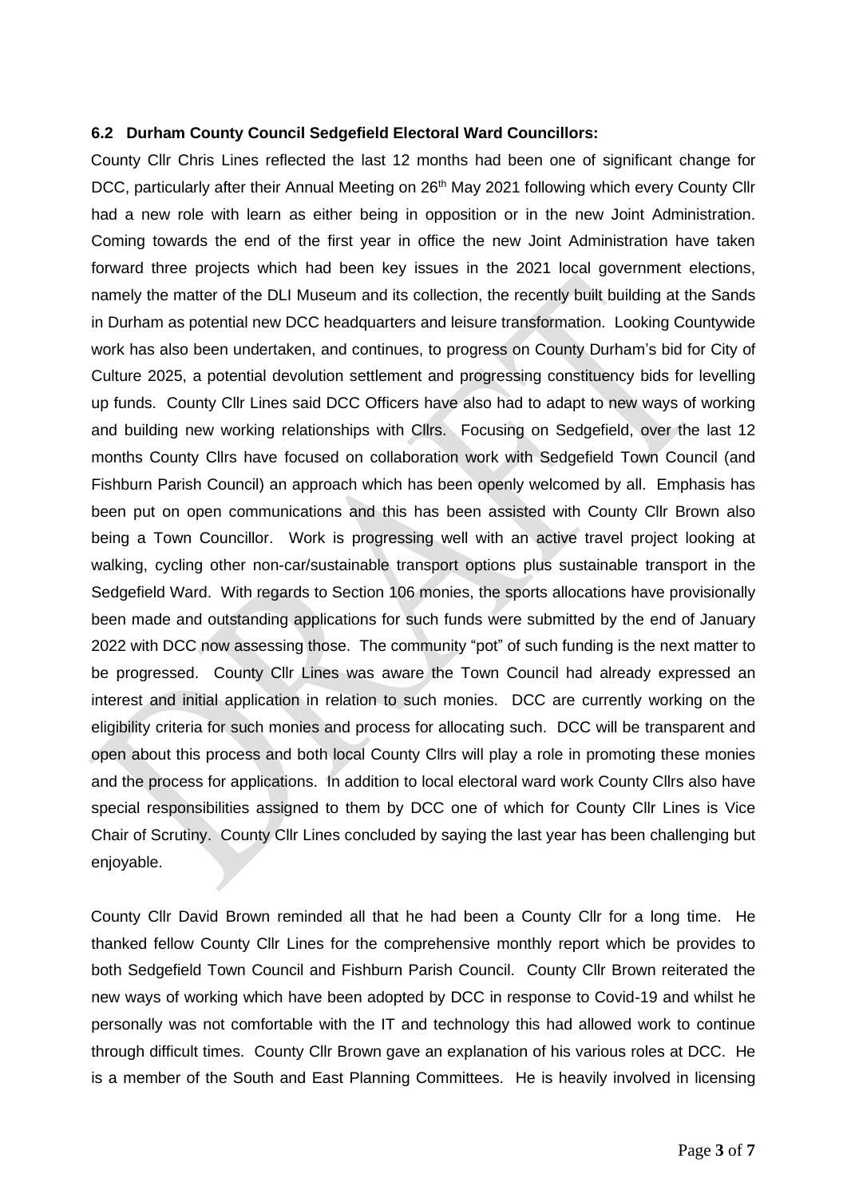**6.2 Durham County Council Sedgefield Electoral Ward Councillors:**

County Cllr Chris Lines reflected the last 12 months had been one of significant change for DCC, particularly after their Annual Meeting on 26th May 2021 following which every County Cllr had a new role with learn as either being in opposition or in the new Joint Administration. Coming towards the end of the first year in office the new Joint Administration have taken forward three projects which had been key issues in the 2021 local government elections, namely the matter of the DLI Museum and its collection, the recently built building at the Sands in Durham as potential new DCC headquarters and leisure transformation. Looking Countywide work has also been undertaken, and continues, to progress on County Durham's bid for City of Culture 2025, a potential devolution settlement and progressing constituency bids for levelling up funds. County Cllr Lines said DCC Officers have also had to adapt to new ways of working and building new working relationships with Cllrs. Focusing on Sedgefield, over the last 12 months County Cllrs have focused on collaboration work with Sedgefield Town Council (and Fishburn Parish Council) an approach which has been openly welcomed by all. Emphasis has been put on open communications and this has been assisted with County Cllr Brown also being a Town Councillor. Work is progressing well with an active travel project looking at walking, cycling other non-car/sustainable transport options plus sustainable transport in the Sedgefield Ward. With regards to Section 106 monies, the sports allocations have provisionally been made and outstanding applications for such funds were submitted by the end of January 2022 with DCC now assessing those. The community "pot" of such funding is the next matter to be progressed. County Cllr Lines was aware the Town Council had already expressed an interest and initial application in relation to such monies. DCC are currently working on the eligibility criteria for such monies and process for allocating such. DCC will be transparent and open about this process and both local County Cllrs will play a role in promoting these monies and the process for applications. In addition to local electoral ward work County Cllrs also have special responsibilities assigned to them by DCC one of which for County Cllr Lines is Vice Chair of Scrutiny. County Cllr Lines concluded by saying the last year has been challenging but enjoyable.

County Cllr David Brown reminded all that he had been a County Cllr for a long time. He thanked fellow County Cllr Lines for the comprehensive monthly report which be provides to both Sedgefield Town Council and Fishburn Parish Council. County Cllr Brown reiterated the new ways of working which have been adopted by DCC in response to Covid-19 and whilst he personally was not comfortable with the IT and technology this had allowed work to continue through difficult times. County Cllr Brown gave an explanation of his various roles at DCC. He is a member of the South and East Planning Committees. He is heavily involved in licensing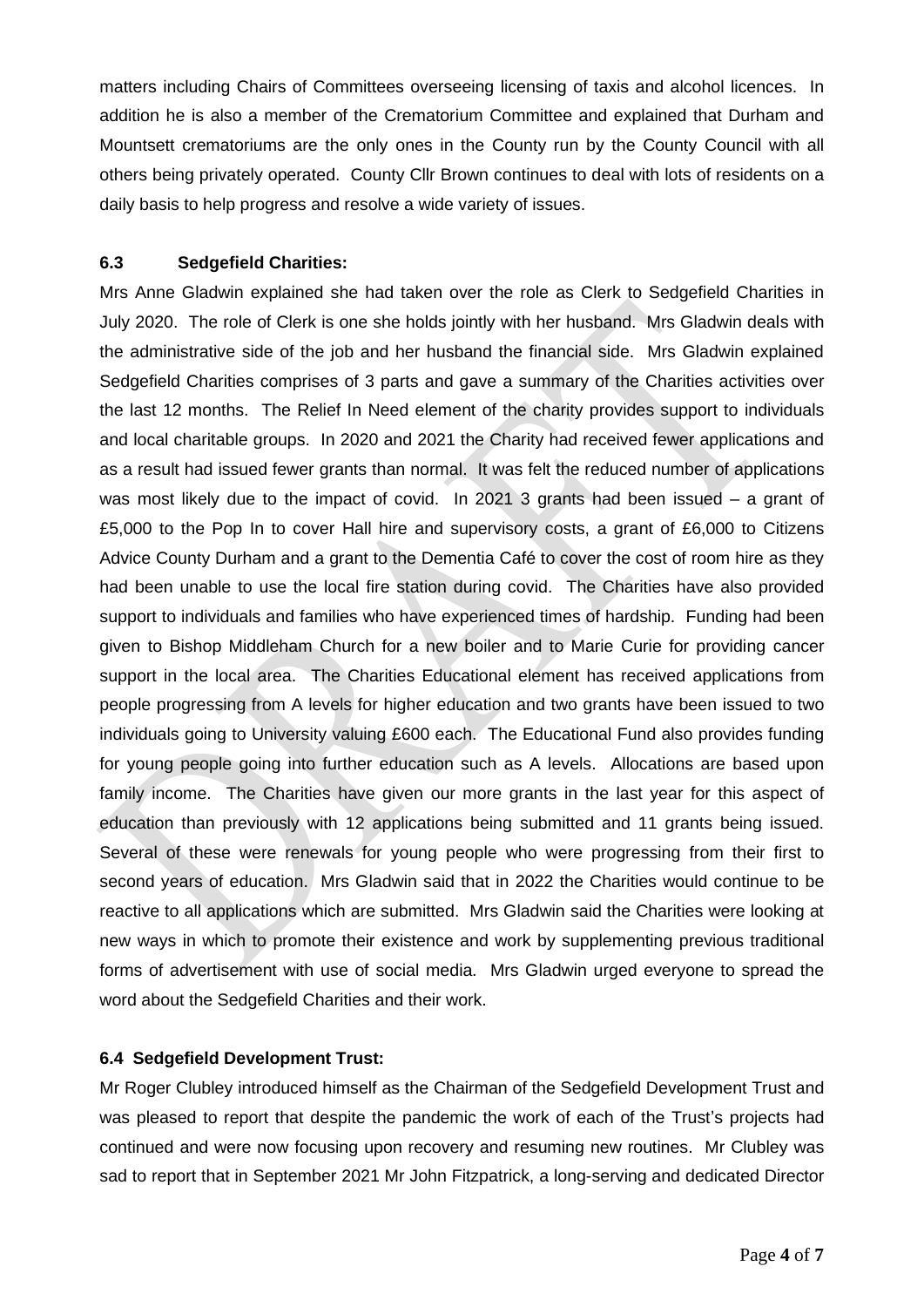matters including Chairs of Committees overseeing licensing of taxis and alcohol licences. In addition he is also a member of the Crematorium Committee and explained that Durham and Mountsett crematoriums are the only ones in the County run by the County Council with all others being privately operated. County Cllr Brown continues to deal with lots of residents on a daily basis to help progress and resolve a wide variety of issues.

**6.3 Sedgefield Charities:**

Mrs Anne Gladwin explained she had taken over the role as Clerk to Sedgefield Charities in July 2020. The role of Clerk is one she holds jointly with her husband. Mrs Gladwin deals with the administrative side of the job and her husband the financial side. Mrs Gladwin explained Sedgefield Charities comprises of 3 parts and gave a summary of the Charities activities over the last 12 months. The Relief In Need element of the charity provides support to individuals and local charitable groups. In 2020 and 2021 the Charity had received fewer applications and as a result had issued fewer grants than normal. It was felt the reduced number of applications was most likely due to the impact of covid. In 2021 3 grants had been issued – a grant of £5,000 to the Pop In to cover Hall hire and supervisory costs, a grant of £6,000 to Citizens Advice County Durham and a grant to the Dementia Café to cover the cost of room hire as they had been unable to use the local fire station during covid. The Charities have also provided support to individuals and families who have experienced times of hardship. Funding had been given to Bishop Middleham Church for a new boiler and to Marie Curie for providing cancer support in the local area. The Charities Educational element has received applications from people progressing from A levels for higher education and two grants have been issued to two individuals going to University valuing £600 each. The Educational Fund also provides funding for young people going into further education such as A levels. Allocations are based upon family income. The Charities have given our more grants in the last year for this aspect of education than previously with 12 applications being submitted and 11 grants being issued. Several of these were renewals for young people who were progressing from their first to second years of education. Mrs Gladwin said that in 2022 the Charities would continue to be reactive to all applications which are submitted. Mrs Gladwin said the Charities were looking at new ways in which to promote their existence and work by supplementing previous traditional forms of advertisement with use of social media. Mrs Gladwin urged everyone to spread the word about the Sedgefield Charities and their work.

**6.4 Sedgefield Development Trust:**

Mr Roger Clubley introduced himself as the Chairman of the Sedgefield Development Trust and was pleased to report that despite the pandemic the work of each of the Trust's projects had continued and were now focusing upon recovery and resuming new routines. Mr Clubley was sad to report that in September 2021 Mr John Fitzpatrick, a long-serving and dedicated Director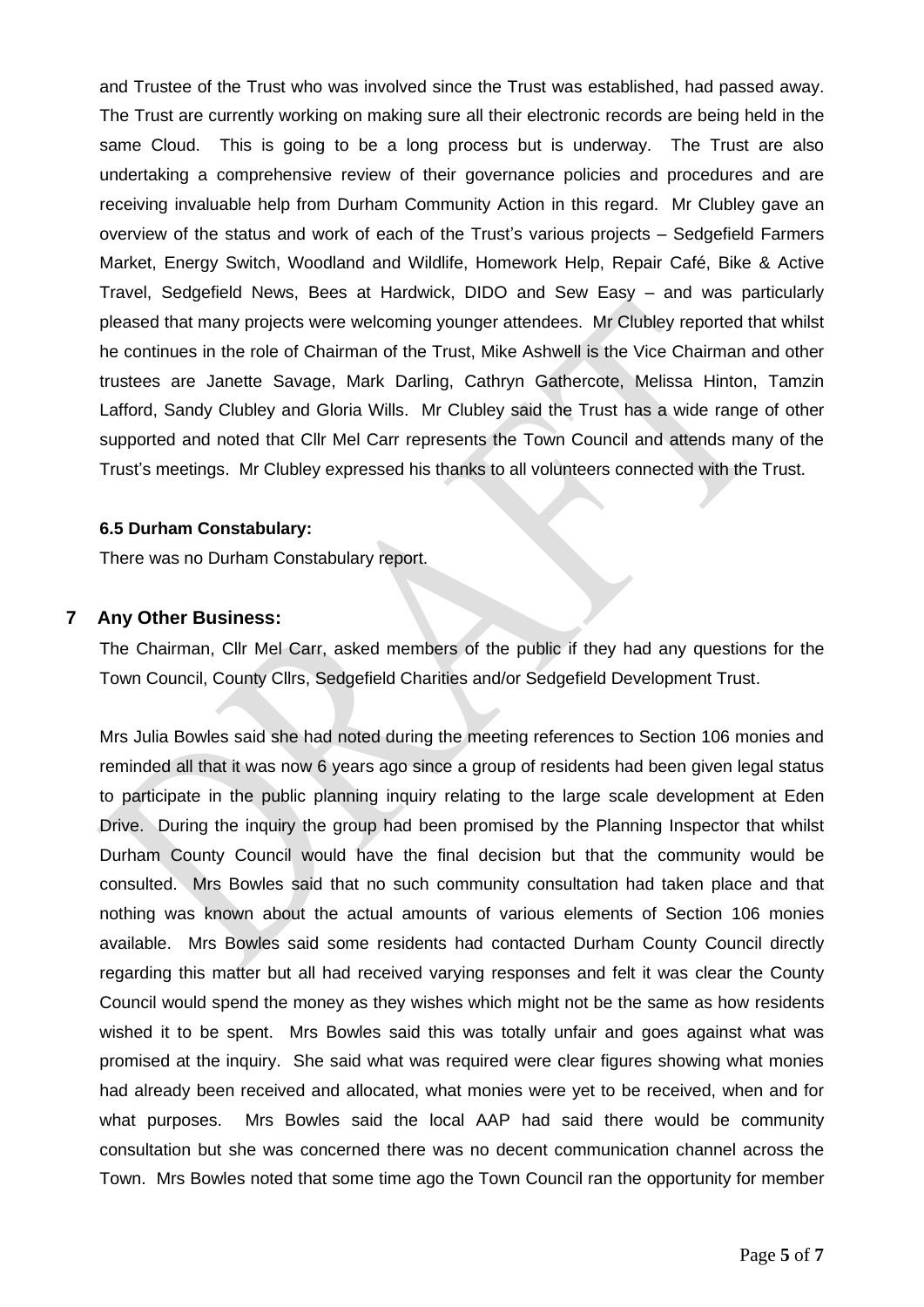and Trustee of the Trust who was involved since the Trust was established, had passed away. The Trust are currently working on making sure all their electronic records are being held in the same Cloud. This is going to be a long process but is underway. The Trust are also undertaking a comprehensive review of their governance policies and procedures and are receiving invaluable help from Durham Community Action in this regard. Mr Clubley gave an overview of the status and work of each of the Trust's various projects – Sedgefield Farmers Market, Energy Switch, Woodland and Wildlife, Homework Help, Repair Café, Bike & Active Travel, Sedgefield News, Bees at Hardwick, DIDO and Sew Easy – and was particularly pleased that many projects were welcoming younger attendees. Mr Clubley reported that whilst he continues in the role of Chairman of the Trust, Mike Ashwell is the Vice Chairman and other trustees are Janette Savage, Mark Darling, Cathryn Gathercote, Melissa Hinton, Tamzin Lafford, Sandy Clubley and Gloria Wills. Mr Clubley said the Trust has a wide range of other supported and noted that Cllr Mel Carr represents the Town Council and attends many of the Trust's meetings. Mr Clubley expressed his thanks to all volunteers connected with the Trust.

**6.5 Durham Constabulary:**

There was no Durham Constabulary report.

## 7 Any Other Business:

The Chairman, Cllr Mel Carr, asked members of the public if they had any questions for the Town Council, County Cllrs, Sedgefield Charities and/or Sedgefield Development Trust.

Mrs Julia Bowles said she had noted during the meeting references to Section 106 monies and reminded all that it was now 6 years ago since a group of residents had been given legal status to participate in the public planning inquiry relating to the large scale development at Eden Drive. During the inquiry the group had been promised by the Planning Inspector that whilst Durham County Council would have the final decision but that the community would be consulted. Mrs Bowles said that no such community consultation had taken place and that nothing was known about the actual amounts of various elements of Section 106 monies available. Mrs Bowles said some residents had contacted Durham County Council directly regarding this matter but all had received varying responses and felt it was clear the County Council would spend the money as they wishes which might not be the same as how residents wished it to be spent. Mrs Bowles said this was totally unfair and goes against what was promised at the inquiry. She said what was required were clear figures showing what monies had already been received and allocated, what monies were yet to be received, when and for what purposes. Mrs Bowles said the local AAP had said there would be community consultation but she was concerned there was no decent communication channel across the Town. Mrs Bowles noted that some time ago the Town Council ran the opportunity for member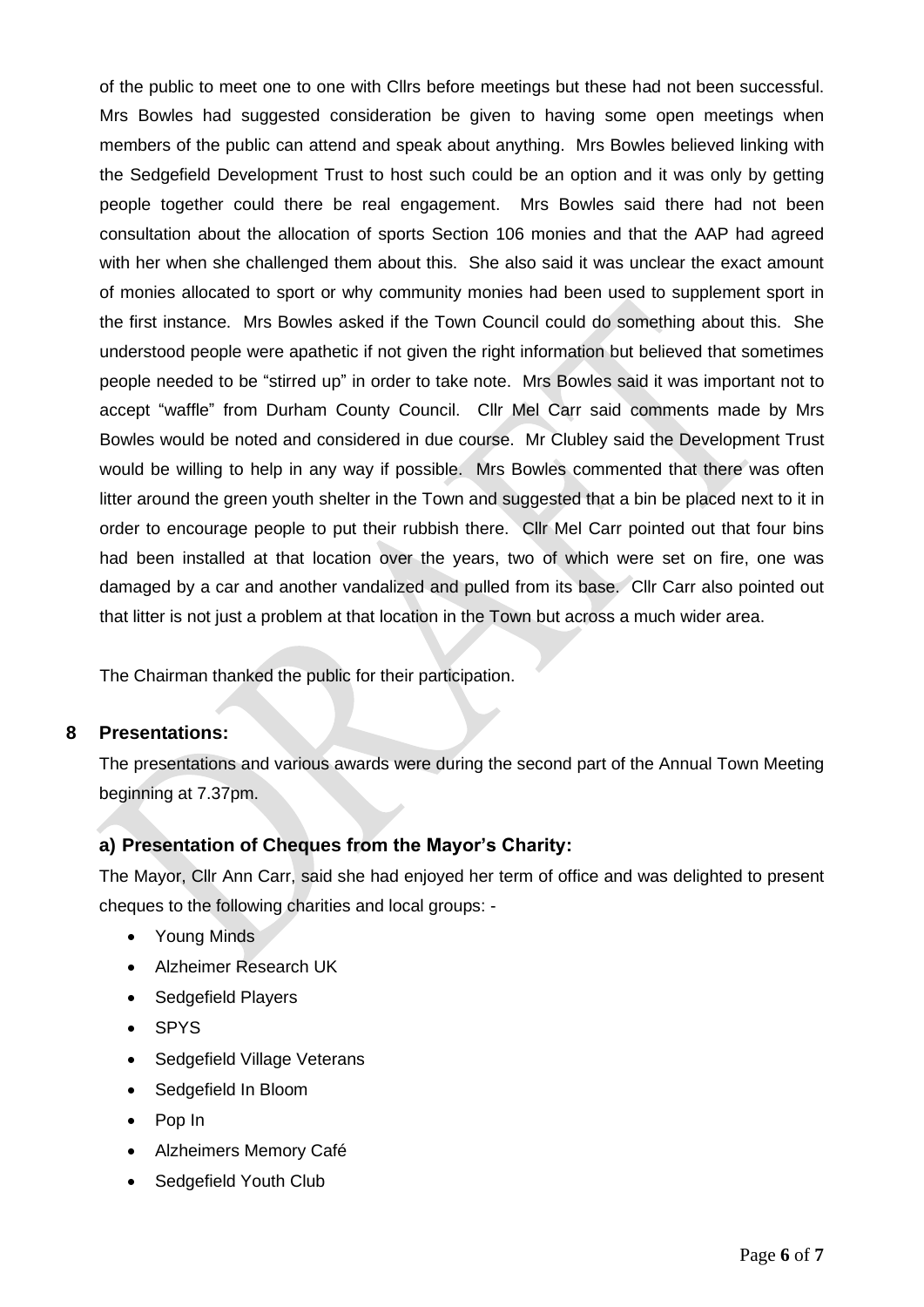of the public to meet one to one with Cllrs before meetings but these had not been successful. Mrs Bowles had suggested consideration be given to having some open meetings when members of the public can attend and speak about anything. Mrs Bowles believed linking with the Sedgefield Development Trust to host such could be an option and it was only by getting people together could there be real engagement. Mrs Bowles said there had not been consultation about the allocation of sports Section 106 monies and that the AAP had agreed with her when she challenged them about this. She also said it was unclear the exact amount of monies allocated to sport or why community monies had been used to supplement sport in the first instance. Mrs Bowles asked if the Town Council could do something about this. She understood people were apathetic if not given the right information but believed that sometimes people needed to be "stirred up" in order to take note. Mrs Bowles said it was important not to accept "waffle" from Durham County Council. Cllr Mel Carr said comments made by Mrs Bowles would be noted and considered in due course. Mr Clubley said the Development Trust would be willing to help in any way if possible. Mrs Bowles commented that there was often litter around the green youth shelter in the Town and suggested that a bin be placed next to it in order to encourage people to put their rubbish there. Cllr Mel Carr pointed out that four bins had been installed at that location over the years, two of which were set on fire, one was damaged by a car and another vandalized and pulled from its base. Cllr Carr also pointed out that litter is not just a problem at that location in the Town but across a much wider area.

The Chairman thanked the public for their participation.

## 8 Presentations:

The presentations and various awards were during the second part of the Annual Town Meeting beginning at 7.37pm.

### a) Presentation of Cheques from the Mayor's Charity:

The Mayor, Cllr Ann Carr, said she had enjoyed her term of office and was delighted to present cheques to the following charities and local groups: -

- Young Minds
- Alzheimer Research UK
- Sedgefield Players
- SPYS
- Sedgefield Village Veterans
- Sedgefield In Bloom
- Pop In
- Alzheimers Memory Café
- Sedgefield Youth Club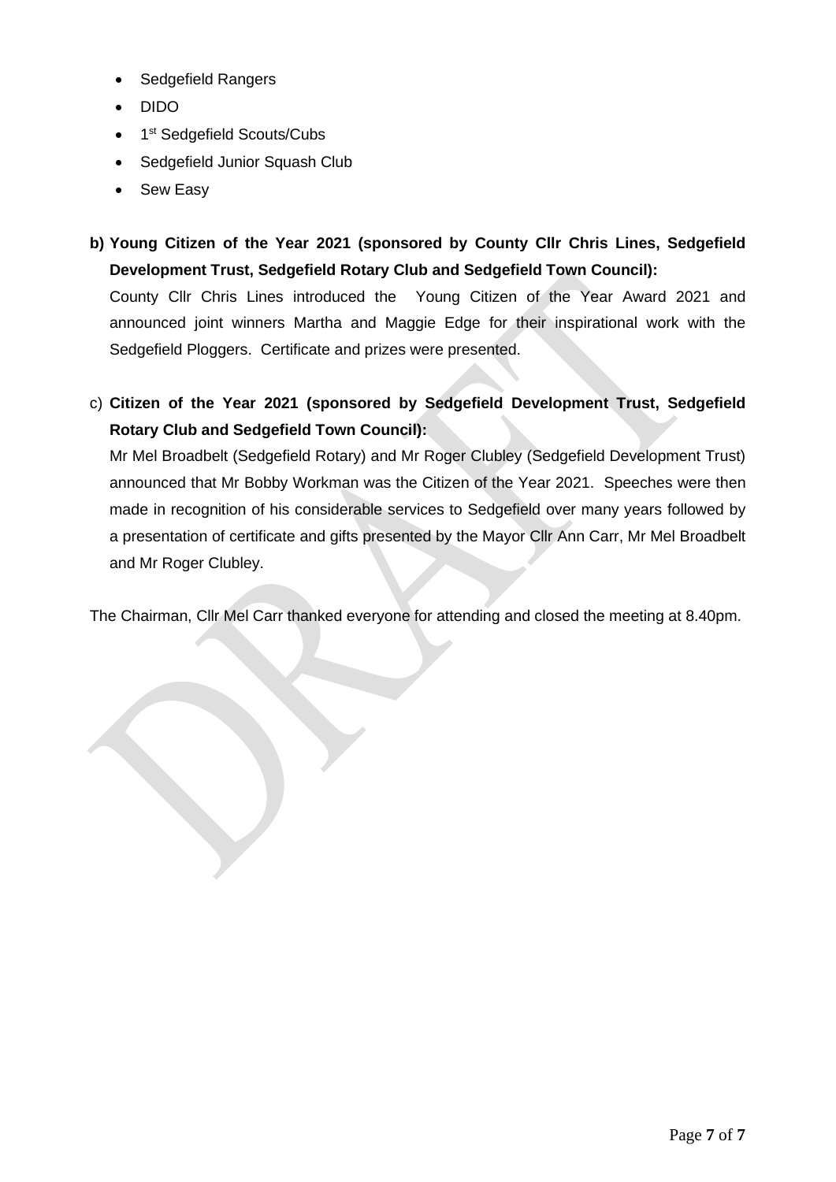- Sedgefield Rangers
- DIDO
- 1st Sedgefield Scouts/Cubs
- Sedgefield Junior Squash Club
- Sew Easy

**b) Young Citizen of the Year 2021 (sponsored by County Cllr Chris Lines, Sedgefield Development Trust, Sedgefield Rotary Club and Sedgefield Town Council):**

County Cllr Chris Lines introduced the Young Citizen of the Year Award 2021 and announced joint winners Martha and Maggie Edge for their inspirational work with the Sedgefield Ploggers. Certificate and prizes were presented.

c) **Citizen of the Year 2021 (sponsored by Sedgefield Development Trust, Sedgefield Rotary Club and Sedgefield Town Council):**

Mr Mel Broadbelt (Sedgefield Rotary) and Mr Roger Clubley (Sedgefield Development Trust) announced that Mr Bobby Workman was the Citizen of the Year 2021. Speeches were then made in recognition of his considerable services to Sedgefield over many years followed by a presentation of certificate and gifts presented by the Mayor Cllr Ann Carr, Mr Mel Broadbelt and Mr Roger Clubley.

The Chairman, Cllr Mel Carr thanked everyone for attending and closed the meeting at 8.40pm.